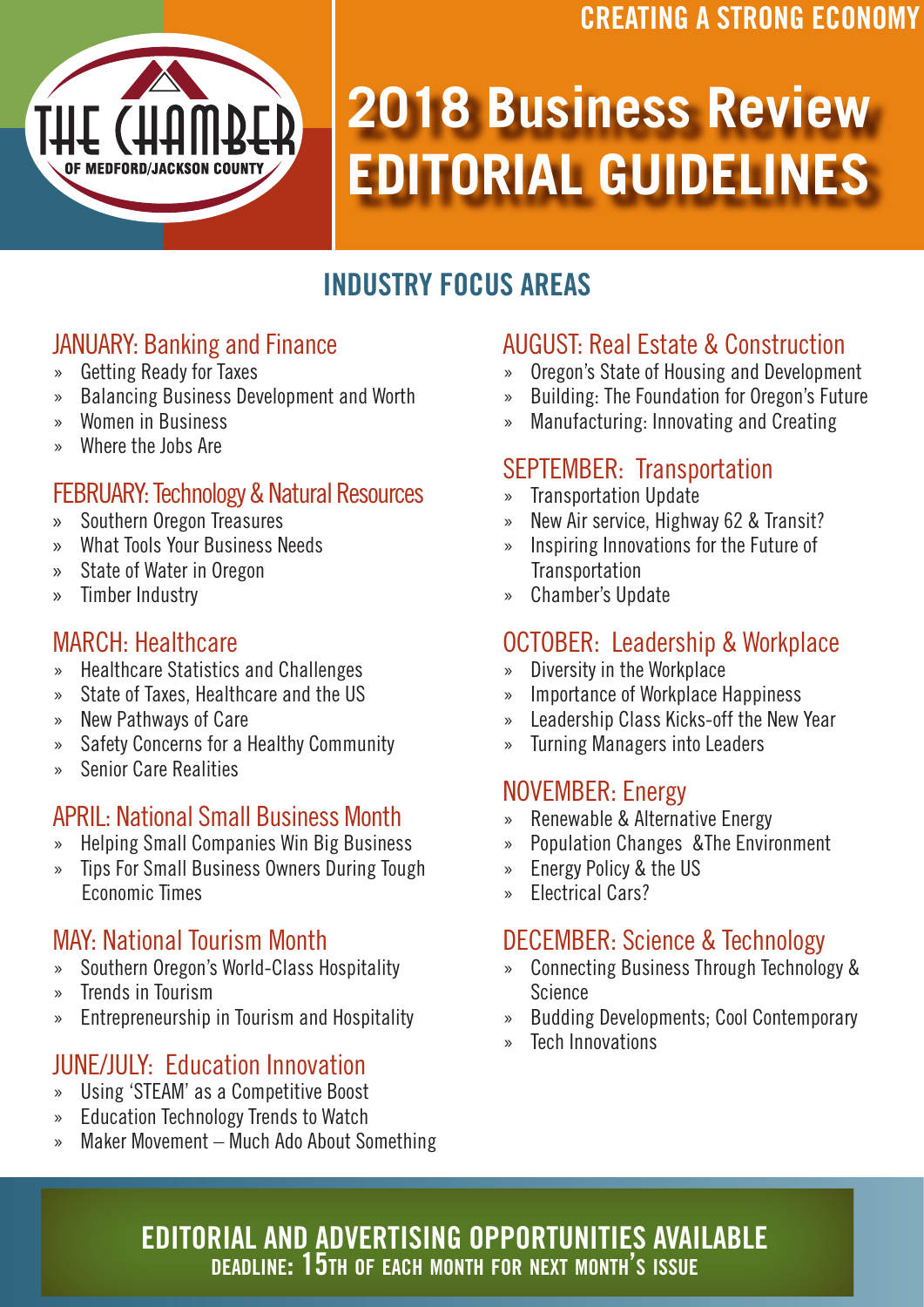CREATING A STRONG ECONOMY

THE CHAMBER OF MEDFORD/JACKSON COUNTY

# 2018 Business Review EDITORIAL GUIDELINES

## INDUSTRY FOCUS AREAS

### JANUARY: Banking and Finance

- Getting Ready for Taxes
- Balancing Business Development and Worth
- Women in Business
- Where the Jobs Are

### FEBRUARY: Technology & Natural Resources

- Southern Oregon Treasures
- What Tools Your Business Needs
- State of Water in Oregon
- Timber Industry

### MARCH: Healthcare

- Healthcare Statistics and Challenges
- State of Taxes, Healthcare and the US
- New Pathways of Care
- Safety Concerns for a Healthy Community
- Senior Care Realities

### APRIL: National Small Business Month

- Helping Small Companies Win Big Business
- Tips For Small Business Owners During Tough Economic Times

### MAY: National Tourism Month

- Southern Oregon's World-Class Hospitality
- Trends in Tourism
- Entrepreneurship in Tourism and Hospitality

### JUNE/JULY: Education Innovation

- Using 'STEAM' as a Competitive Boost
- Education Technology Trends to Watch
- Maker Movement – Much Ado About Something

### AUGUST: Real Estate & Construction

- Oregon's State of Housing and Development
- Building: The Foundation for Oregon's Future
- Manufacturing: Innovating and Creating

### SEPTEMBER: Transportation

- Transportation Update
- New Air service, Highway 62 & Transit?
- Inspiring Innovations for the Future of Transportation
- Chamber's Update

### OCTOBER: Leadership & Workplace

- Diversity in the Workplace
- Importance of Workplace Happiness
- Leadership Class Kicks-off the New Year
- Turning Managers into Leaders

### NOVEMBER: Energy

- Renewable & Alternative Energy
- Population Changes &The Environment
- Energy Policy & the US
- Electrical Cars?

### DECEMBER: Science & Technology

- Connecting Business Through Technology & Science
- Budding Developments; Cool Contemporary
- Tech Innovations

**EDITORIAL AND ADVERTISING OPPORTUNITIES AVAILABLE**
**DEADLINE: 15TH OF EACH MONTH FOR NEXT MONTH'S ISSUE**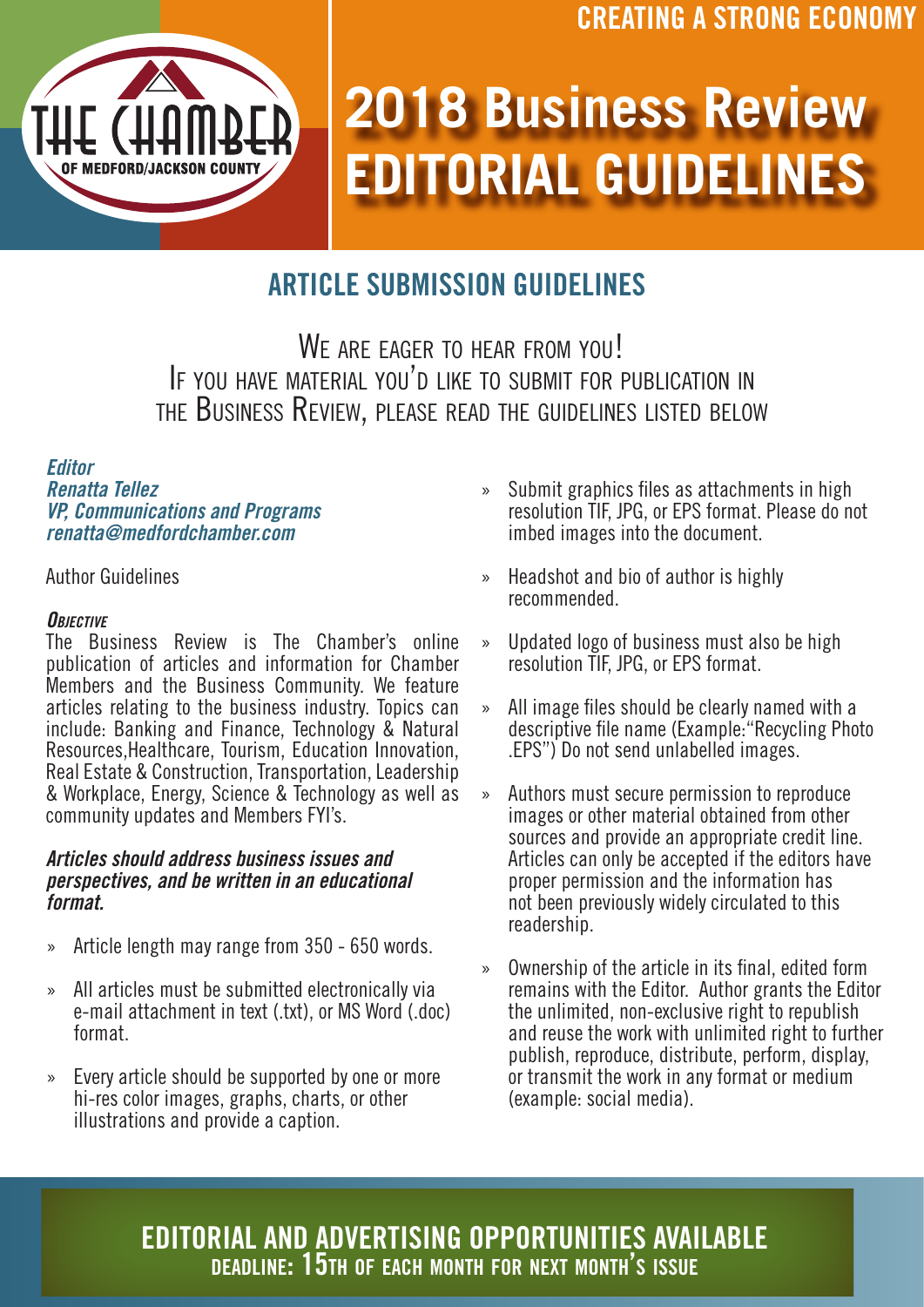CREATING A STRONG ECONOMY

THE CHAMBER OF MEDFORD/JACKSON COUNTY

# 2018 Business Review EDITORIAL GUIDELINES

## ARTICLE SUBMISSION GUIDELINES

WE ARE EAGER TO HEAR FROM YOU!
IF YOU HAVE MATERIAL YOU'D LIKE TO SUBMIT FOR PUBLICATION IN THE BUSINESS REVIEW, PLEASE READ THE GUIDELINES LISTED BELOW

***Editor***
***Renatta Tellez***
***VP, Communications and Programs***
***renatta@medfordchamber.com***

Author Guidelines

***OBJECTIVE***
The Business Review is The Chamber's online publication of articles and information for Chamber Members and the Business Community. We feature articles relating to the business industry. Topics can include: Banking and Finance, Technology & Natural Resources,Healthcare, Tourism, Education Innovation, Real Estate & Construction, Transportation, Leadership & Workplace, Energy, Science & Technology as well as community updates and Members FYI's.

***Articles should address business issues and perspectives, and be written in an educational format.***

» Article length may range from 350 - 650 words.

» All articles must be submitted electronically via e-mail attachment in text (.txt), or MS Word (.doc) format.

» Every article should be supported by one or more hi-res color images, graphs, charts, or other illustrations and provide a caption.

» Submit graphics files as attachments in high resolution TIF, JPG, or EPS format. Please do not imbed images into the document.

» Headshot and bio of author is highly recommended.

» Updated logo of business must also be high resolution TIF, JPG, or EPS format.

» All image files should be clearly named with a descriptive file name (Example:"Recycling Photo .EPS") Do not send unlabelled images.

» Authors must secure permission to reproduce images or other material obtained from other sources and provide an appropriate credit line. Articles can only be accepted if the editors have proper permission and the information has not been previously widely circulated to this readership.

» Ownership of the article in its final, edited form remains with the Editor. Author grants the Editor the unlimited, non-exclusive right to republish and reuse the work with unlimited right to further publish, reproduce, distribute, perform, display, or transmit the work in any format or medium (example: social media).

**EDITORIAL AND ADVERTISING OPPORTUNITIES AVAILABLE**
**DEADLINE: 15TH OF EACH MONTH FOR NEXT MONTH'S ISSUE**